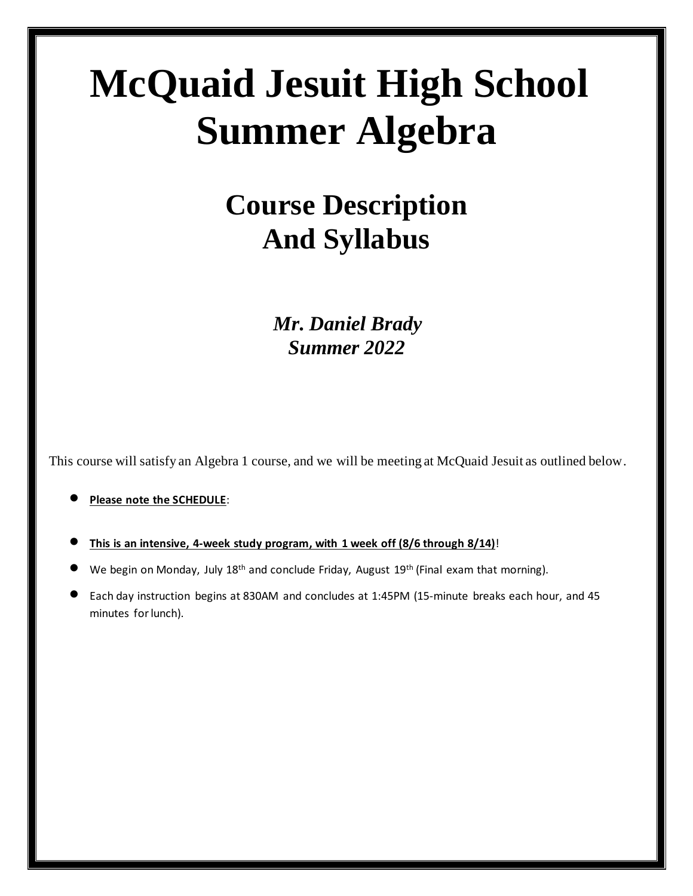# McQuaid Jesuit High School Summer Algebra

## Course Description And Syllabus

***Mr. Daniel Brady***
***Summer 2022***

This course will satisfy an Algebra 1 course, and we will be meeting at McQuaid Jesuit as outlined below.

- **Please note the SCHEDULE**:

- **This is an intensive, 4-week study program, with 1 week off (8/6 through 8/14)**!
- We begin on Monday, July 18th and conclude Friday, August 19th (Final exam that morning).
- Each day instruction begins at 830AM and concludes at 1:45PM (15-minute breaks each hour, and 45 minutes for lunch).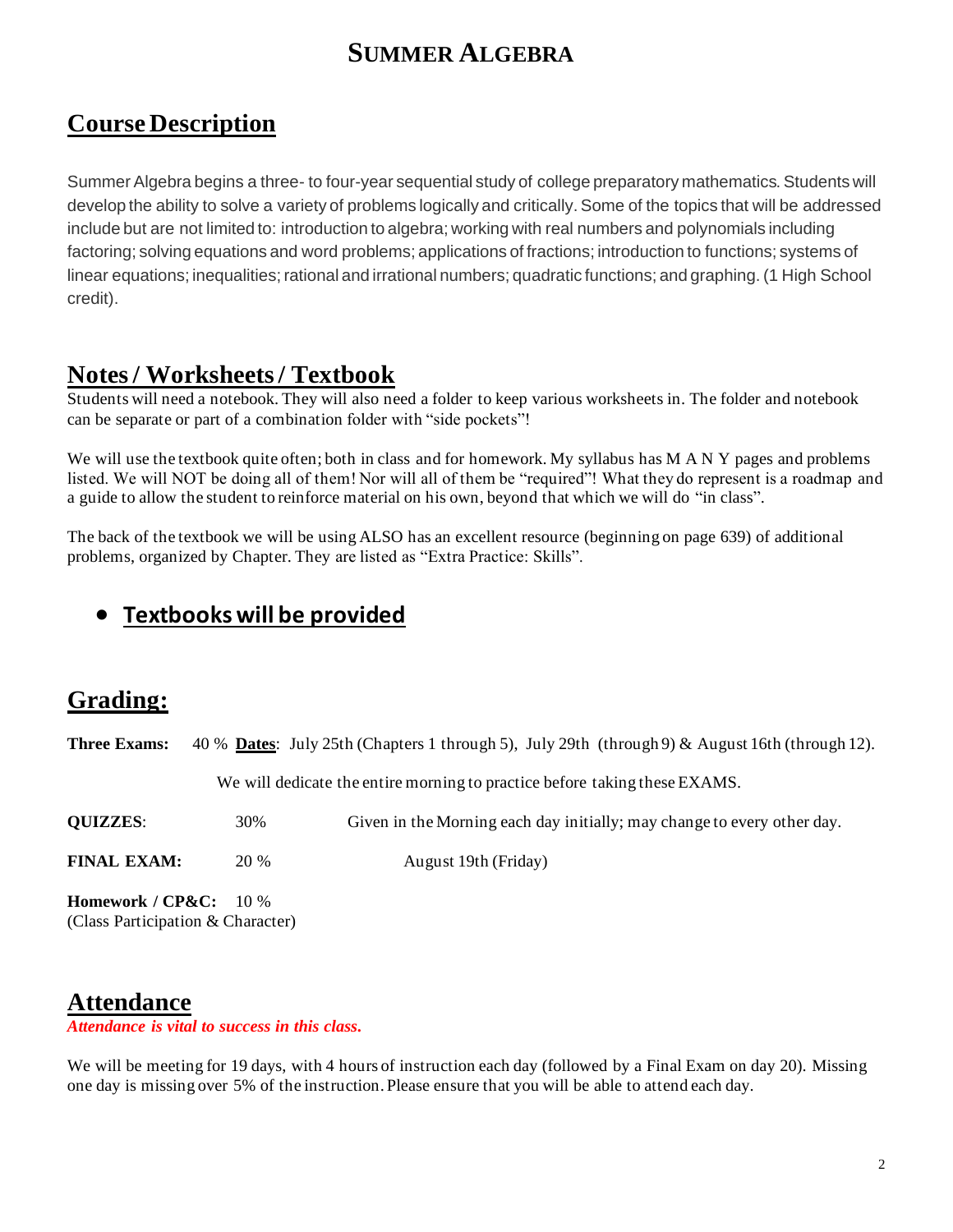# SUMMER ALGEBRA

## Course Description

Summer Algebra begins a three- to four-year sequential study of college preparatory mathematics. Students will develop the ability to solve a variety of problems logically and critically. Some of the topics that will be addressed include but are not limited to: introduction to algebra; working with real numbers and polynomials including factoring; solving equations and word problems; applications of fractions; introduction to functions; systems of linear equations; inequalities; rational and irrational numbers; quadratic functions; and graphing. (1 High School credit).

## Notes / Worksheets / Textbook

Students will need a notebook. They will also need a folder to keep various worksheets in. The folder and notebook can be separate or part of a combination folder with "side pockets"!

We will use the textbook quite often; both in class and for homework. My syllabus has M A N Y pages and problems listed. We will NOT be doing all of them! Nor will all of them be "required"! What they do represent is a roadmap and a guide to allow the student to reinforce material on his own, beyond that which we will do "in class".

The back of the textbook we will be using ALSO has an excellent resource (beginning on page 639) of additional problems, organized by Chapter. They are listed as "Extra Practice: Skills".

- **Textbooks will be provided**

## Grading:

**Three Exams:** 40 % **Dates**: July 25th (Chapters 1 through 5), July 29th (through 9) & August 16th (through 12).

We will dedicate the entire morning to practice before taking these EXAMS.

**QUIZZES**: 30% Given in the Morning each day initially; may change to every other day.

**FINAL EXAM:** 20 % August 19th (Friday)

**Homework / CP&C:** 10 %
(Class Participation & Character)

## Attendance

***Attendance is vital to success in this class.***

We will be meeting for 19 days, with 4 hours of instruction each day (followed by a Final Exam on day 20). Missing one day is missing over 5% of the instruction. Please ensure that you will be able to attend each day.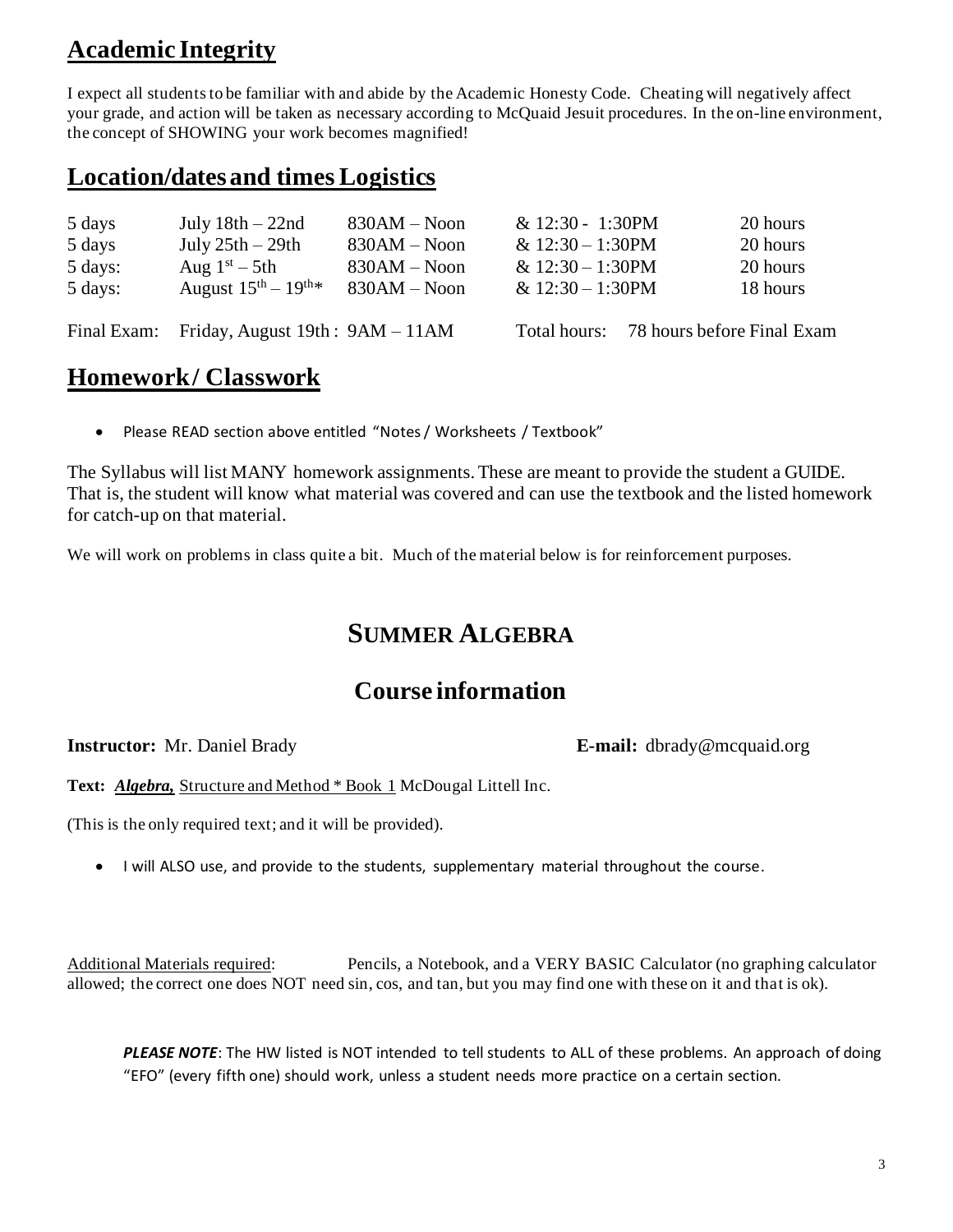## Academic Integrity

I expect all students to be familiar with and abide by the Academic Honesty Code. Cheating will negatively affect your grade, and action will be taken as necessary according to McQuaid Jesuit procedures. In the on-line environment, the concept of SHOWING your work becomes magnified!

## Location/dates and times Logistics

| | | | | |
|---|---|---|---|---|
| 5 days | July 18th – 22nd | 830AM – Noon | & 12:30 - 1:30PM | 20 hours |
| 5 days | July 25th – 29th | 830AM – Noon | & 12:30 – 1:30PM | 20 hours |
| 5 days: | Aug 1st – 5th | 830AM – Noon | & 12:30 – 1:30PM | 20 hours |
| 5 days: | August 15th – 19th* | 830AM – Noon | & 12:30 – 1:30PM | 18 hours |

Final Exam: Friday, August 19th : 9AM – 11AM

Total hours: 78 hours before Final Exam

## Homework / Classwork

- Please READ section above entitled "Notes / Worksheets / Textbook"

The Syllabus will list MANY homework assignments. These are meant to provide the student a GUIDE. That is, the student will know what material was covered and can use the textbook and the listed homework for catch-up on that material.

We will work on problems in class quite a bit. Much of the material below is for reinforcement purposes.

# SUMMER ALGEBRA

## Course information

**Instructor:** Mr. Daniel Brady **E-mail:** dbrady@mcquaid.org

**Text:** ***Algebra,*** Structure and Method * Book 1 McDougal Littell Inc.

(This is the only required text; and it will be provided).

- I will ALSO use, and provide to the students, supplementary material throughout the course.

Additional Materials required: Pencils, a Notebook, and a VERY BASIC Calculator (no graphing calculator allowed; the correct one does NOT need sin, cos, and tan, but you may find one with these on it and that is ok).

***PLEASE NOTE***: The HW listed is NOT intended to tell students to ALL of these problems. An approach of doing "EFO" (every fifth one) should work, unless a student needs more practice on a certain section.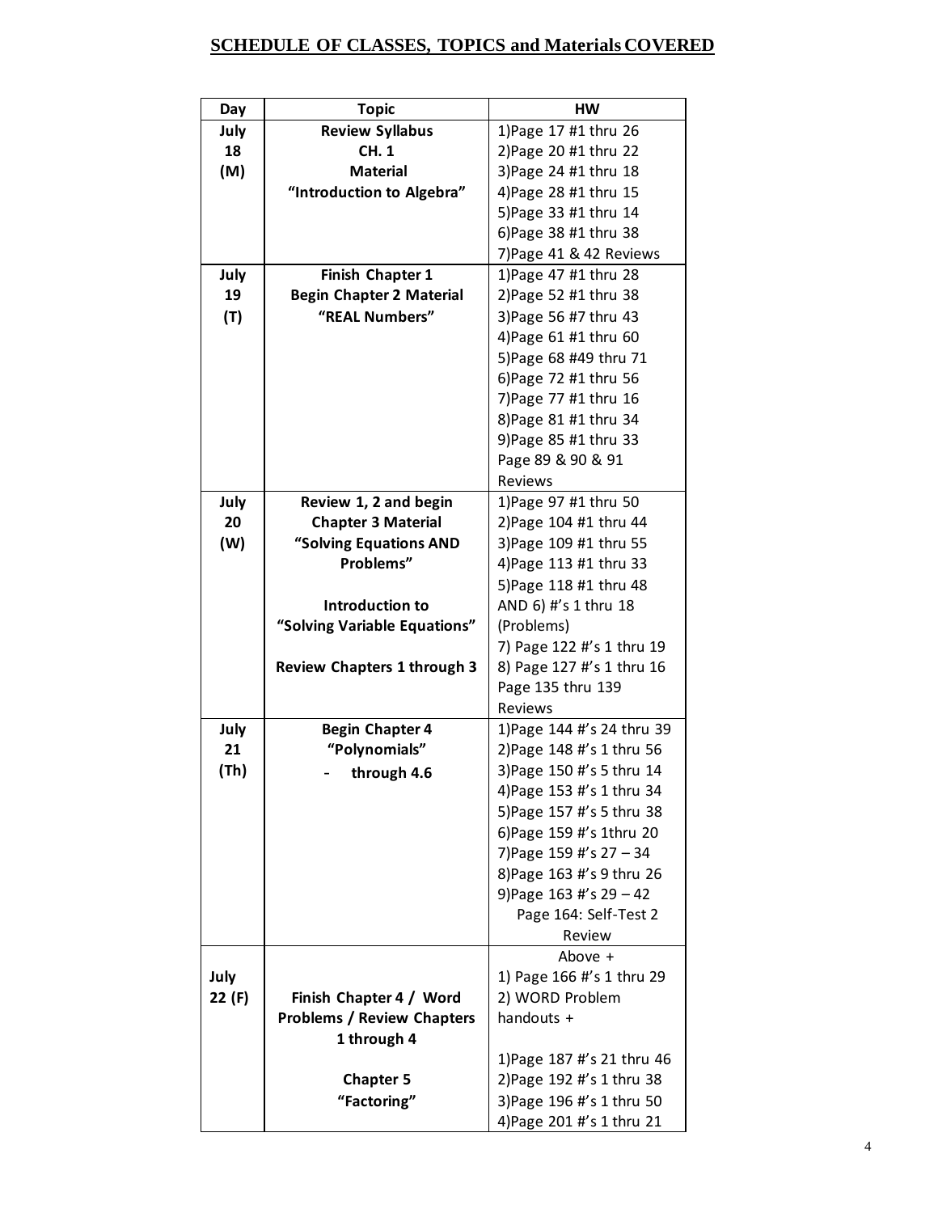## SCHEDULE OF CLASSES, TOPICS and Materials COVERED

| Day | Topic | HW |
|---|---|---|
| July 18 (M) | **Review Syllabus**<br>**CH. 1**<br>**Material**<br>**"Introduction to Algebra"** | 1)Page 17 #1 thru 26<br>2)Page 20 #1 thru 22<br>3)Page 24 #1 thru 18<br>4)Page 28 #1 thru 15<br>5)Page 33 #1 thru 14<br>6)Page 38 #1 thru 38<br>7)Page 41 & 42 Reviews |
| July 19 (T) | **Finish Chapter 1**<br>**Begin Chapter 2 Material**<br>**"REAL Numbers"** | 1)Page 47 #1 thru 28<br>2)Page 52 #1 thru 38<br>3)Page 56 #7 thru 43<br>4)Page 61 #1 thru 60<br>5)Page 68 #49 thru 71<br>6)Page 72 #1 thru 56<br>7)Page 77 #1 thru 16<br>8)Page 81 #1 thru 34<br>9)Page 85 #1 thru 33<br>Page 89 & 90 & 91 Reviews |
| July 20 (W) | **Review 1, 2 and begin**<br>**Chapter 3 Material**<br>**"Solving Equations AND Problems"**<br><br>**Introduction to**<br>**"Solving Variable Equations"**<br><br>**Review Chapters 1 through 3** | 1)Page 97 #1 thru 50<br>2)Page 104 #1 thru 44<br>3)Page 109 #1 thru 55<br>4)Page 113 #1 thru 33<br>5)Page 118 #1 thru 48<br>AND 6) #'s 1 thru 18 (Problems)<br>7) Page 122 #'s 1 thru 19<br>8) Page 127 #'s 1 thru 16<br>Page 135 thru 139 Reviews |
| July 21 (Th) | **Begin Chapter 4**<br>**"Polynomials"**<br>- **through 4.6** | 1)Page 144 #'s 24 thru 39<br>2)Page 148 #'s 1 thru 56<br>3)Page 150 #'s 5 thru 14<br>4)Page 153 #'s 1 thru 34<br>5)Page 157 #'s 5 thru 38<br>6)Page 159 #'s 1thru 20<br>7)Page 159 #'s 27 – 34<br>8)Page 163 #'s 9 thru 26<br>9)Page 163 #'s 29 – 42<br>Page 164: Self-Test 2 Review |
| July 22 (F) | **Finish Chapter 4 / Word Problems / Review Chapters 1 through 4**<br><br>**Chapter 5**<br>**"Factoring"** | Above +<br>1) Page 166 #'s 1 thru 29<br>2) WORD Problem handouts +<br><br>1)Page 187 #'s 21 thru 46<br>2)Page 192 #'s 1 thru 38<br>3)Page 196 #'s 1 thru 50<br>4)Page 201 #'s 1 thru 21 |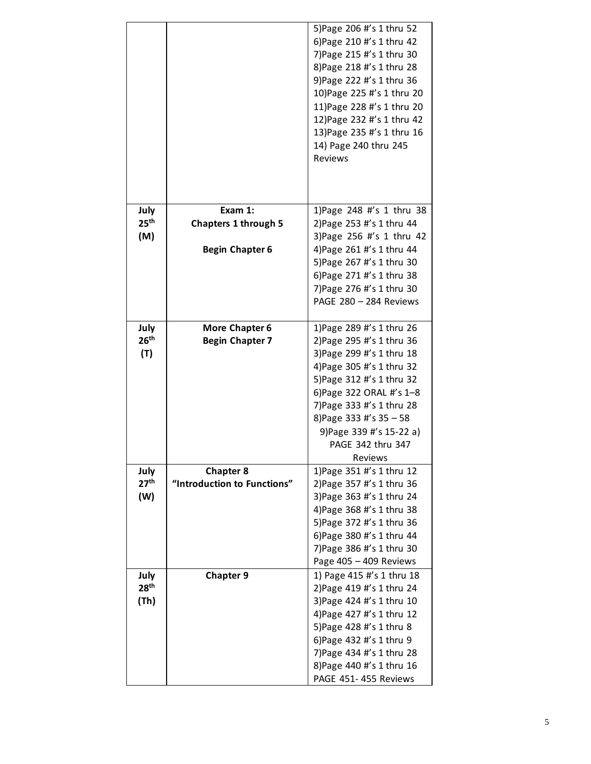| | | |
|---|---|---|
| | | 5)Page 206 #'s 1 thru 52<br>6)Page 210 #'s 1 thru 42<br>7)Page 215 #'s 1 thru 30<br>8)Page 218 #'s 1 thru 28<br>9)Page 222 #'s 1 thru 36<br>10)Page 225 #'s 1 thru 20<br>11)Page 228 #'s 1 thru 20<br>12)Page 232 #'s 1 thru 42<br>13)Page 235 #'s 1 thru 16<br>14) Page 240 thru 245 Reviews |
| **July 25th (M)** | **Exam 1: Chapters 1 through 5**<br><br>**Begin Chapter 6** | 1)Page 248 #'s 1 thru 38<br>2)Page 253 #'s 1 thru 44<br>3)Page 256 #'s 1 thru 42<br>4)Page 261 #'s 1 thru 44<br>5)Page 267 #'s 1 thru 30<br>6)Page 271 #'s 1 thru 38<br>7)Page 276 #'s 1 thru 30<br>PAGE 280 – 284 Reviews |
| **July 26th (T)** | **More Chapter 6**<br>**Begin Chapter 7** | 1)Page 289 #'s 1 thru 26<br>2)Page 295 #'s 1 thru 36<br>3)Page 299 #'s 1 thru 18<br>4)Page 305 #'s 1 thru 32<br>5)Page 312 #'s 1 thru 32<br>6)Page 322 ORAL #'s 1–8<br>7)Page 333 #'s 1 thru 28<br>8)Page 333 #'s 35 – 58<br>9)Page 339 #'s 15-22 a)<br>PAGE 342 thru 347 Reviews |
| **July 27th (W)** | **Chapter 8**<br>**"Introduction to Functions"** | 1)Page 351 #'s 1 thru 12<br>2)Page 357 #'s 1 thru 36<br>3)Page 363 #'s 1 thru 24<br>4)Page 368 #'s 1 thru 38<br>5)Page 372 #'s 1 thru 36<br>6)Page 380 #'s 1 thru 44<br>7)Page 386 #'s 1 thru 30<br>Page 405 – 409 Reviews |
| **July 28th (Th)** | **Chapter 9** | 1) Page 415 #'s 1 thru 18<br>2)Page 419 #'s 1 thru 24<br>3)Page 424 #'s 1 thru 10<br>4)Page 427 #'s 1 thru 12<br>5)Page 428 #'s 1 thru 8<br>6)Page 432 #'s 1 thru 9<br>7)Page 434 #'s 1 thru 28<br>8)Page 440 #'s 1 thru 16<br>PAGE 451- 455 Reviews |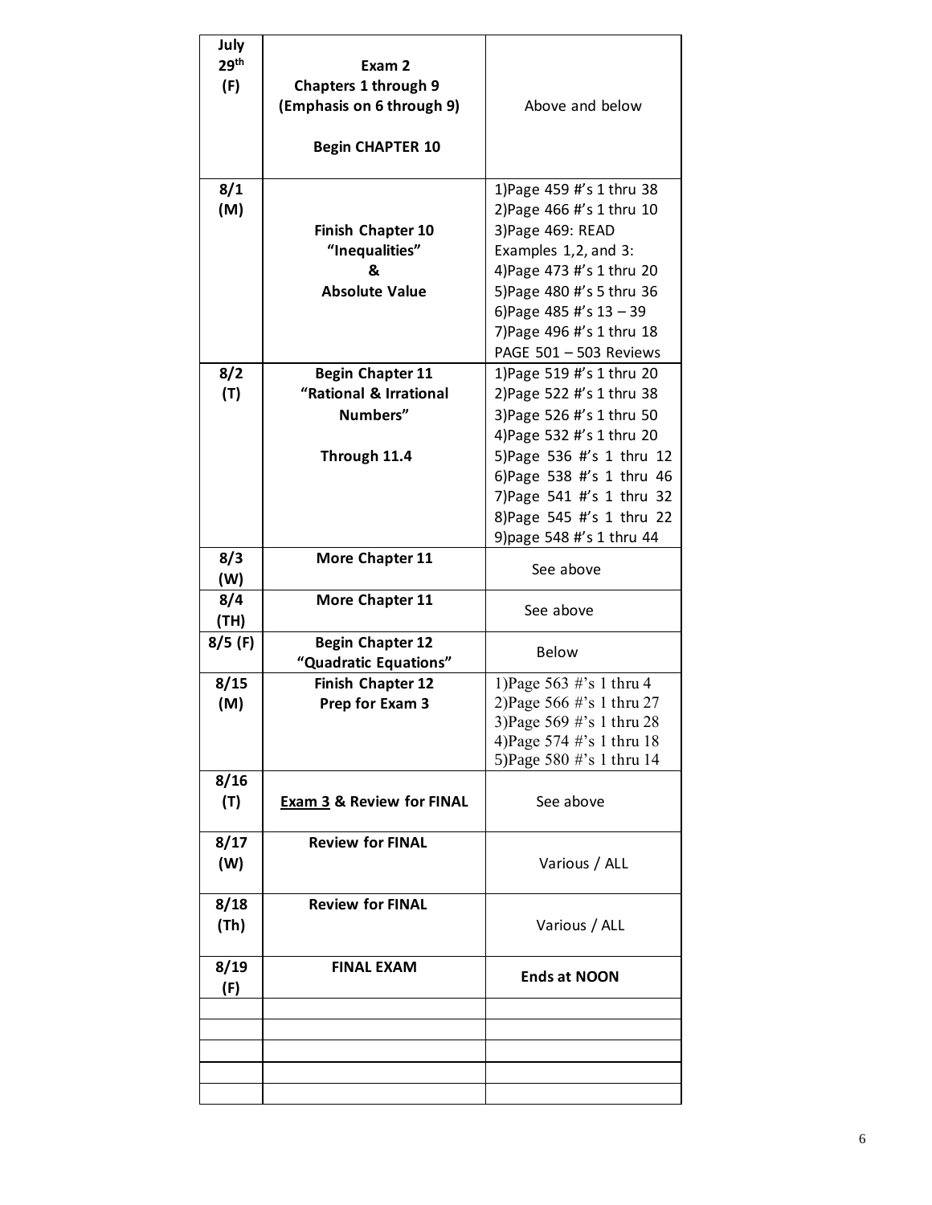| | | |
|---|---|---|
| **July 29th (F)** | **Exam 2**<br>**Chapters 1 through 9**<br>**(Emphasis on 6 through 9)**<br><br>**Begin CHAPTER 10** | Above and below |
| **8/1 (M)** | **Finish Chapter 10**<br>**"Inequalities"**<br>**&**<br>**Absolute Value** | 1)Page 459 #'s 1 thru 38<br>2)Page 466 #'s 1 thru 10<br>3)Page 469: READ Examples 1,2, and 3:<br>4)Page 473 #'s 1 thru 20<br>5)Page 480 #'s 5 thru 36<br>6)Page 485 #'s 13 – 39<br>7)Page 496 #'s 1 thru 18<br>PAGE 501 – 503 Reviews |
| **8/2 (T)** | **Begin Chapter 11**<br>**"Rational & Irrational Numbers"**<br><br>**Through 11.4** | 1)Page 519 #'s 1 thru 20<br>2)Page 522 #'s 1 thru 38<br>3)Page 526 #'s 1 thru 50<br>4)Page 532 #'s 1 thru 20<br>5)Page 536 #'s 1 thru 12<br>6)Page 538 #'s 1 thru 46<br>7)Page 541 #'s 1 thru 32<br>8)Page 545 #'s 1 thru 22<br>9)page 548 #'s 1 thru 44 |
| **8/3 (W)** | **More Chapter 11** | See above |
| **8/4 (TH)** | **More Chapter 11** | See above |
| **8/5 (F)** | **Begin Chapter 12**<br>**"Quadratic Equations"** | Below |
| **8/15 (M)** | **Finish Chapter 12**<br>**Prep for Exam 3** | 1)Page 563 #'s 1 thru 4<br>2)Page 566 #'s 1 thru 27<br>3)Page 569 #'s 1 thru 28<br>4)Page 574 #'s 1 thru 18<br>5)Page 580 #'s 1 thru 14 |
| **8/16 (T)** | **Exam 3 & Review for FINAL** | See above |
| **8/17 (W)** | **Review for FINAL** | Various / ALL |
| **8/18 (Th)** | **Review for FINAL** | Various / ALL |
| **8/19 (F)** | **FINAL EXAM** | **Ends at NOON** |
| | | |
| | | |
| | | |
| | | |
| | | |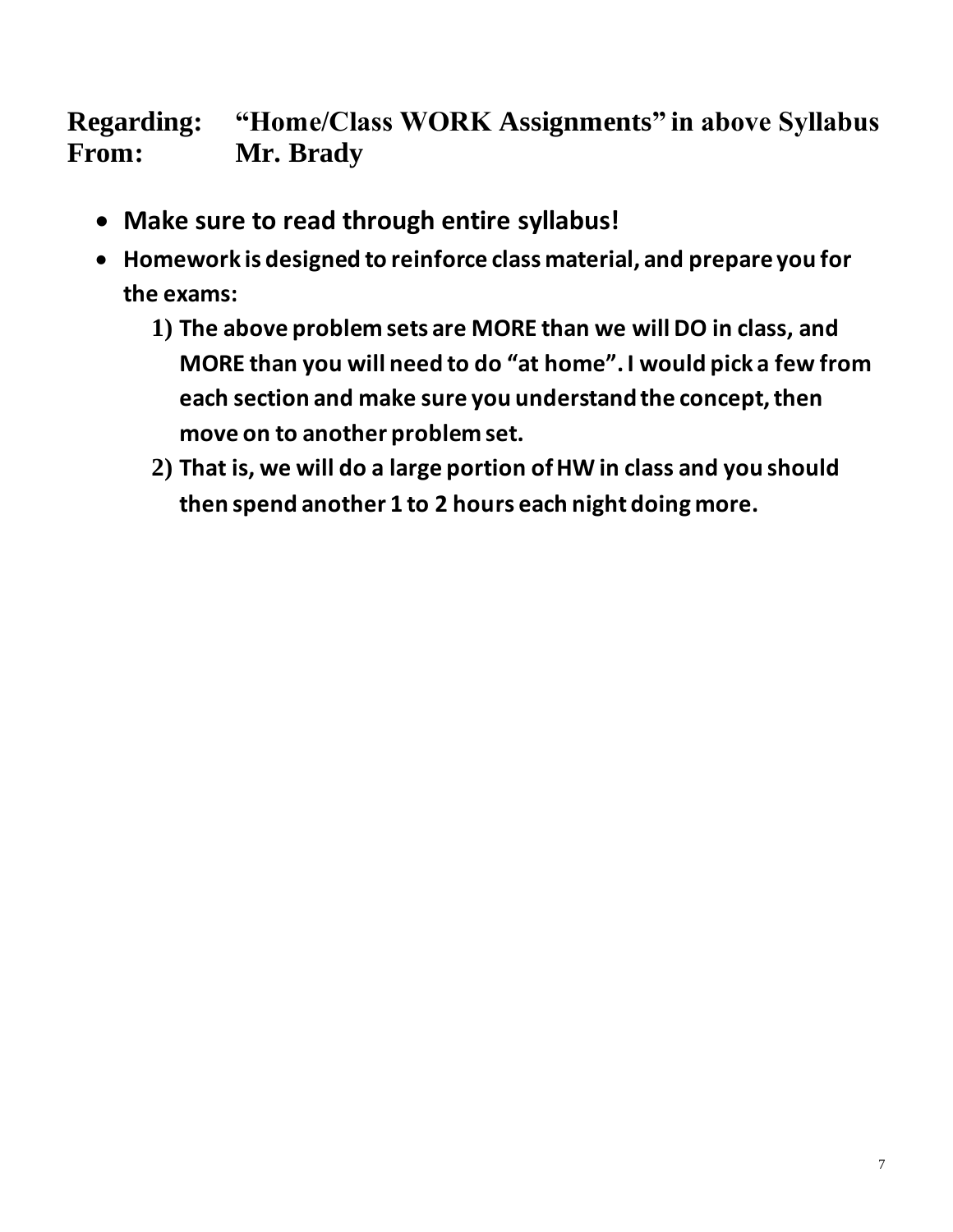**Regarding:** **"Home/Class WORK Assignments" in above Syllabus**
**From:** **Mr. Brady**

- **Make sure to read through entire syllabus!**
- **Homework is designed to reinforce class material, and prepare you for the exams:**
  1) **The above problem sets are MORE than we will DO in class, and MORE than you will need to do "at home". I would pick a few from each section and make sure you understand the concept, then move on to another problem set.**
  2) **That is, we will do a large portion of HW in class and you should then spend another 1 to 2 hours each night doing more.**